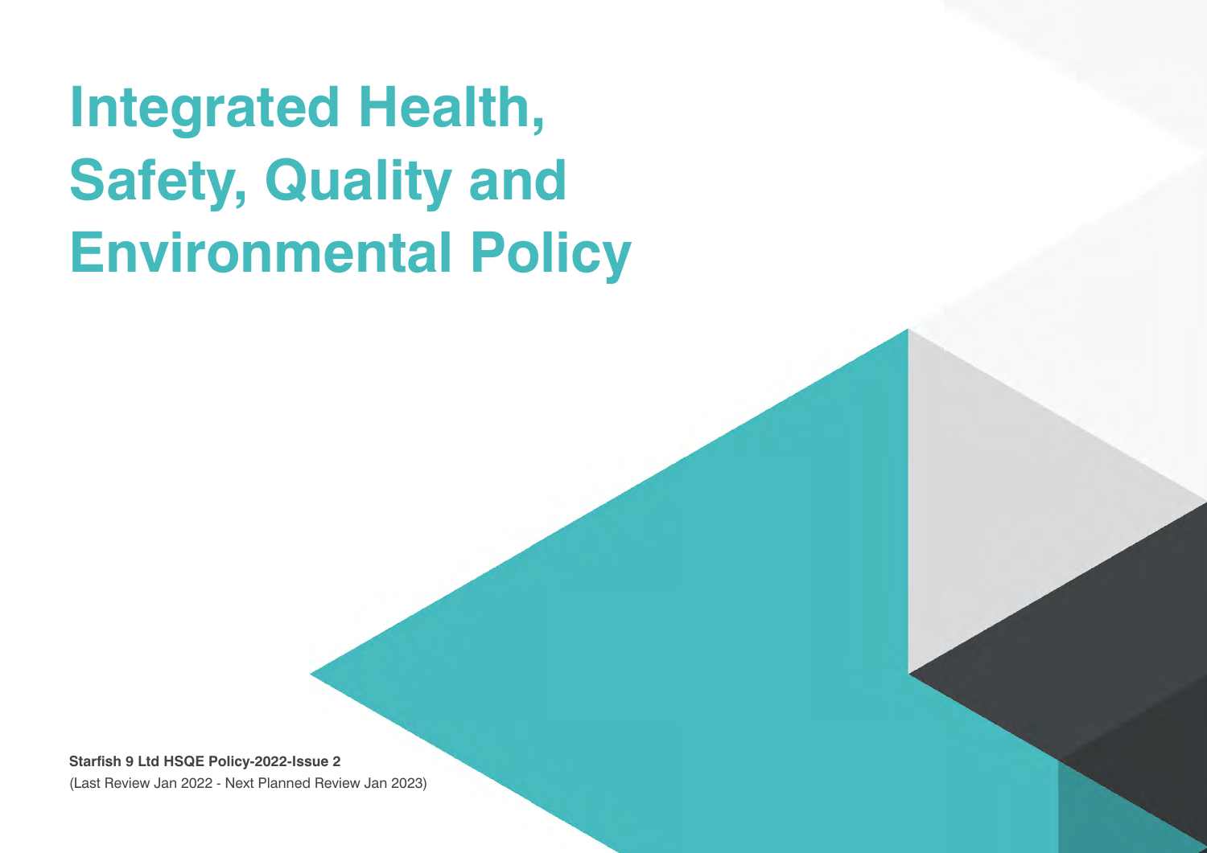# Integrated Health, Safety, Quality and Environmental Policy

**Starfish 9 Ltd HSQE Policy-2022-Issue 2**

(Last Review Jan 2022 - Next Planned Review Jan 2023)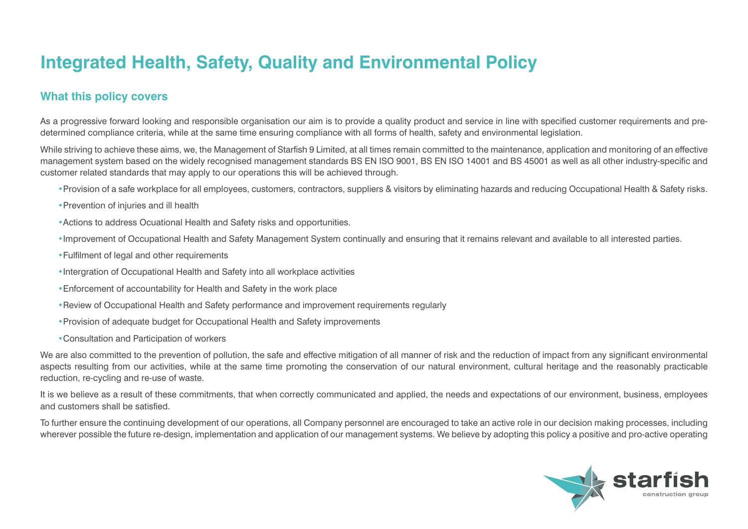# Integrated Health, Safety, Quality and Environmental Policy

## What this policy covers

As a progressive forward looking and responsible organisation our aim is to provide a quality product and service in line with specified customer requirements and pre-determined compliance criteria, while at the same time ensuring compliance with all forms of health, safety and environmental legislation.

While striving to achieve these aims, we, the Management of Starfish 9 Limited, at all times remain committed to the maintenance, application and monitoring of an effective management system based on the widely recognised management standards BS EN ISO 9001, BS EN ISO 14001 and BS 45001 as well as all other industry-specific and customer related standards that may apply to our operations this will be achieved through.

- Provision of a safe workplace for all employees, customers, contractors, suppliers & visitors by eliminating hazards and reducing Occupational Health & Safety risks.
- Prevention of injuries and ill health
- Actions to address Ocuational Health and Safety risks and opportunities.
- Improvement of Occupational Health and Safety Management System continually and ensuring that it remains relevant and available to all interested parties.
- Fulfilment of legal and other requirements
- Intergration of Occupational Health and Safety into all workplace activities
- Enforcement of accountability for Health and Safety in the work place
- Review of Occupational Health and Safety performance and improvement requirements regularly
- Provision of adequate budget for Occupational Health and Safety improvements
- Consultation and Participation of workers

We are also committed to the prevention of pollution, the safe and effective mitigation of all manner of risk and the reduction of impact from any significant environmental aspects resulting from our activities, while at the same time promoting the conservation of our natural environment, cultural heritage and the reasonably practicable reduction, re-cycling and re-use of waste.

It is we believe as a result of these commitments, that when correctly communicated and applied, the needs and expectations of our environment, business, employees and customers shall be satisfied.

To further ensure the continuing development of our operations, all Company personnel are encouraged to take an active role in our decision making processes, including wherever possible the future re-design, implementation and application of our management systems. We believe by adopting this policy a positive and pro-active operating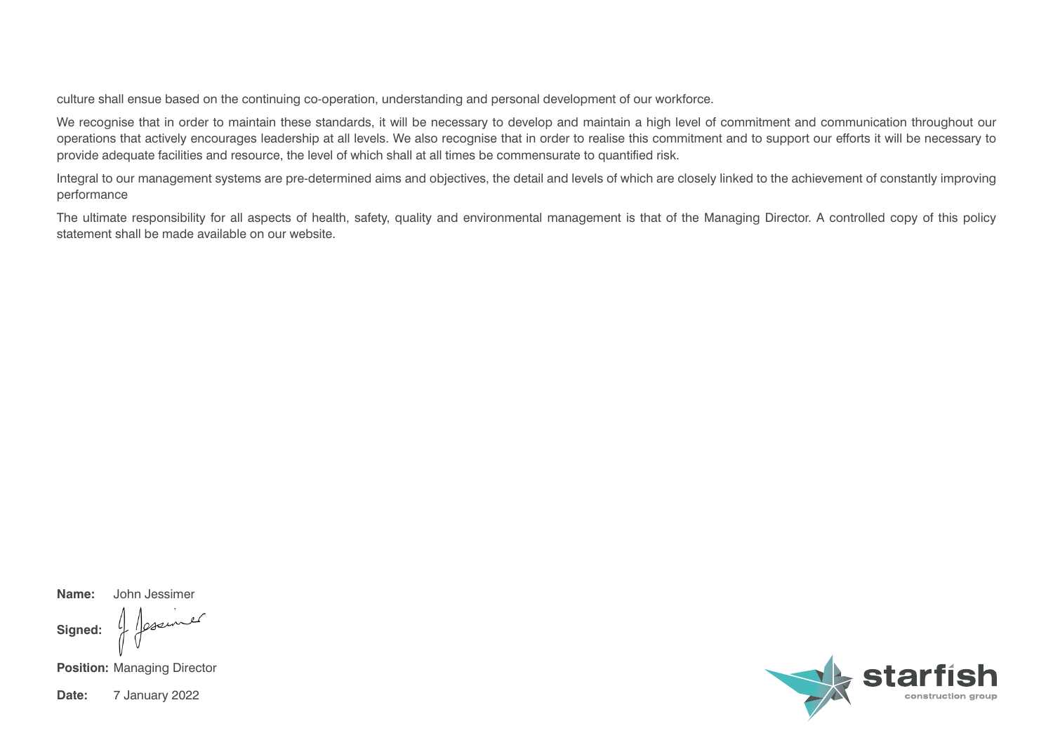culture shall ensue based on the continuing co-operation, understanding and personal development of our workforce.

We recognise that in order to maintain these standards, it will be necessary to develop and maintain a high level of commitment and communication throughout our operations that actively encourages leadership at all levels. We also recognise that in order to realise this commitment and to support our efforts it will be necessary to provide adequate facilities and resource, the level of which shall at all times be commensurate to quantified risk.

Integral to our management systems are pre-determined aims and objectives, the detail and levels of which are closely linked to the achievement of constantly improving performance

The ultimate responsibility for all aspects of health, safety, quality and environmental management is that of the Managing Director. A controlled copy of this policy statement shall be made available on our website.

**Name:** John Jessimer

**Signed:**

**Position:** Managing Director

**Date:** 7 January 2022

starfish
construction group